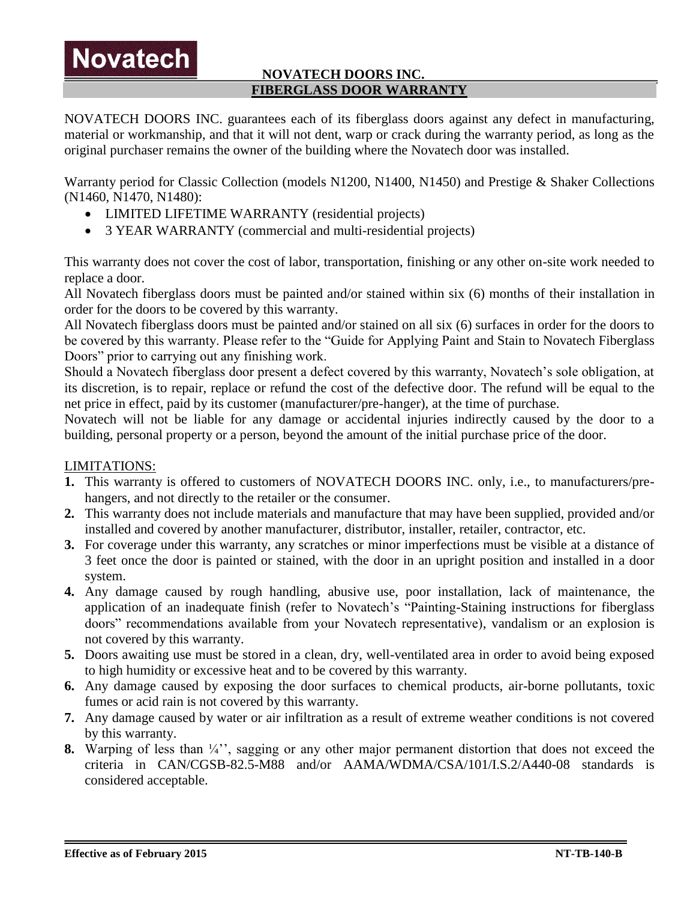**Novatech**

# NOVATECH DOORS INC.

## FIBERGLASS DOOR WARRANTY

NOVATECH DOORS INC. guarantees each of its fiberglass doors against any defect in manufacturing, material or workmanship, and that it will not dent, warp or crack during the warranty period, as long as the original purchaser remains the owner of the building where the Novatech door was installed.

Warranty period for Classic Collection (models N1200, N1400, N1450) and Prestige & Shaker Collections (N1460, N1470, N1480):

- LIMITED LIFETIME WARRANTY (residential projects)
- 3 YEAR WARRANTY (commercial and multi-residential projects)

This warranty does not cover the cost of labor, transportation, finishing or any other on-site work needed to replace a door.

All Novatech fiberglass doors must be painted and/or stained within six (6) months of their installation in order for the doors to be covered by this warranty.

All Novatech fiberglass doors must be painted and/or stained on all six (6) surfaces in order for the doors to be covered by this warranty. Please refer to the "Guide for Applying Paint and Stain to Novatech Fiberglass Doors" prior to carrying out any finishing work.

Should a Novatech fiberglass door present a defect covered by this warranty, Novatech's sole obligation, at its discretion, is to repair, replace or refund the cost of the defective door. The refund will be equal to the net price in effect, paid by its customer (manufacturer/pre-hanger), at the time of purchase.

Novatech will not be liable for any damage or accidental injuries indirectly caused by the door to a building, personal property or a person, beyond the amount of the initial purchase price of the door.

LIMITATIONS:

1. This warranty is offered to customers of NOVATECH DOORS INC. only, i.e., to manufacturers/pre-hangers, and not directly to the retailer or the consumer.
2. This warranty does not include materials and manufacture that may have been supplied, provided and/or installed and covered by another manufacturer, distributor, installer, retailer, contractor, etc.
3. For coverage under this warranty, any scratches or minor imperfections must be visible at a distance of 3 feet once the door is painted or stained, with the door in an upright position and installed in a door system.
4. Any damage caused by rough handling, abusive use, poor installation, lack of maintenance, the application of an inadequate finish (refer to Novatech's "Painting-Staining instructions for fiberglass doors" recommendations available from your Novatech representative), vandalism or an explosion is not covered by this warranty.
5. Doors awaiting use must be stored in a clean, dry, well-ventilated area in order to avoid being exposed to high humidity or excessive heat and to be covered by this warranty.
6. Any damage caused by exposing the door surfaces to chemical products, air-borne pollutants, toxic fumes or acid rain is not covered by this warranty.
7. Any damage caused by water or air infiltration as a result of extreme weather conditions is not covered by this warranty.
8. Warping of less than ¼'', sagging or any other major permanent distortion that does not exceed the criteria in CAN/CGSB-82.5-M88 and/or AAMA/WDMA/CSA/101/I.S.2/A440-08 standards is considered acceptable.

**Effective as of February 2015** **NT-TB-140-B**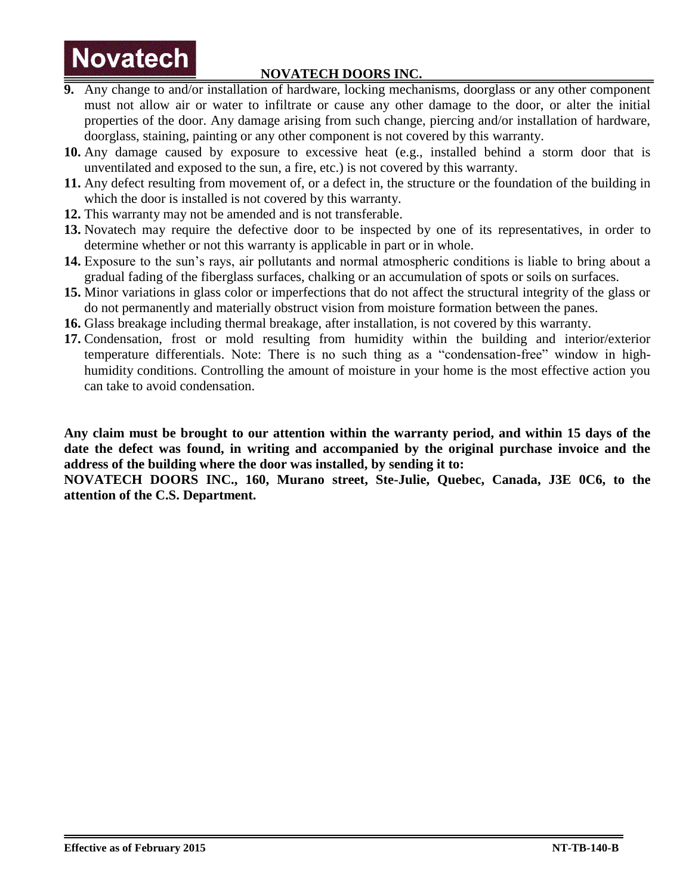9. Any change to and/or installation of hardware, locking mechanisms, doorglass or any other component must not allow air or water to infiltrate or cause any other damage to the door, or alter the initial properties of the door. Any damage arising from such change, piercing and/or installation of hardware, doorglass, staining, painting or any other component is not covered by this warranty.
10. Any damage caused by exposure to excessive heat (e.g., installed behind a storm door that is unventilated and exposed to the sun, a fire, etc.) is not covered by this warranty.
11. Any defect resulting from movement of, or a defect in, the structure or the foundation of the building in which the door is installed is not covered by this warranty.
12. This warranty may not be amended and is not transferable.
13. Novatech may require the defective door to be inspected by one of its representatives, in order to determine whether or not this warranty is applicable in part or in whole.
14. Exposure to the sun's rays, air pollutants and normal atmospheric conditions is liable to bring about a gradual fading of the fiberglass surfaces, chalking or an accumulation of spots or soils on surfaces.
15. Minor variations in glass color or imperfections that do not affect the structural integrity of the glass or do not permanently and materially obstruct vision from moisture formation between the panes.
16. Glass breakage including thermal breakage, after installation, is not covered by this warranty.
17. Condensation, frost or mold resulting from humidity within the building and interior/exterior temperature differentials. Note: There is no such thing as a "condensation-free" window in high-humidity conditions. Controlling the amount of moisture in your home is the most effective action you can take to avoid condensation.

**Any claim must be brought to our attention within the warranty period, and within 15 days of the date the defect was found, in writing and accompanied by the original purchase invoice and the address of the building where the door was installed, by sending it to:**

**NOVATECH DOORS INC., 160, Murano street, Ste-Julie, Quebec, Canada, J3E 0C6, to the attention of the C.S. Department.**

**Effective as of February 2015** **NT-TB-140-B**